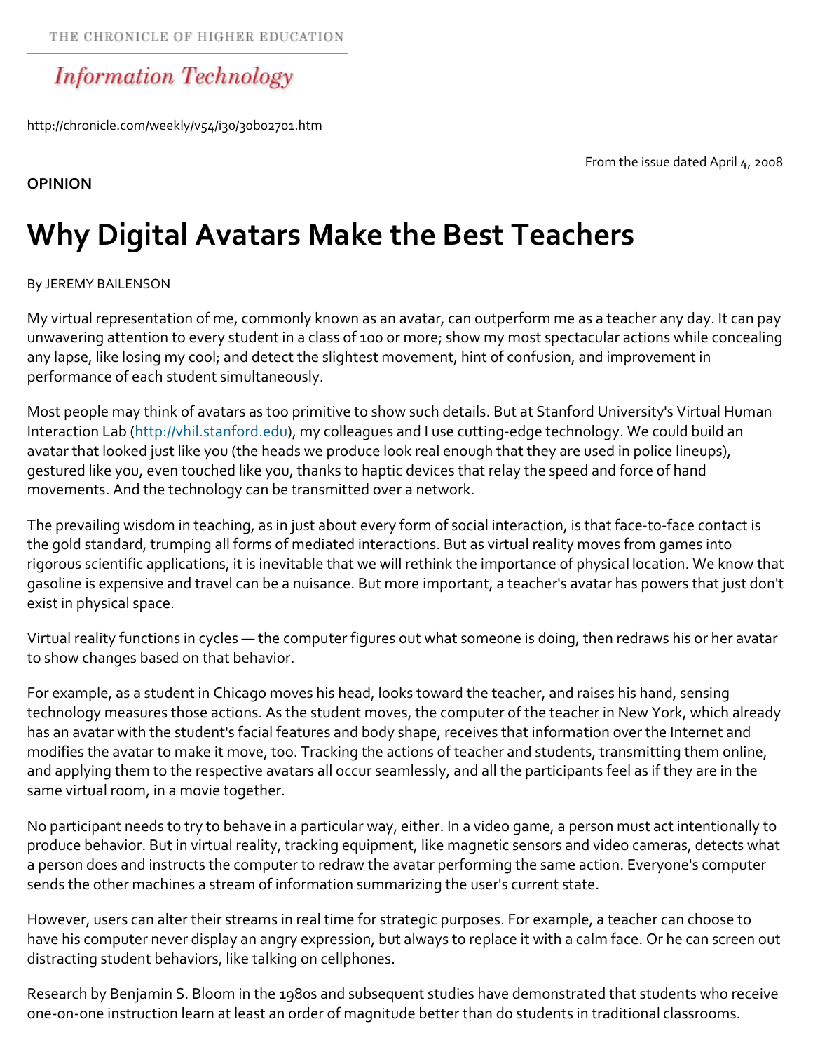THE CHRONICLE OF HIGHER EDUCATION

*Information Technology*

http://chronicle.com/weekly/v54/i30/30b02701.htm

From the issue dated April 4, 2008

**OPINION**

# Why Digital Avatars Make the Best Teachers

By JEREMY BAILENSON

My virtual representation of me, commonly known as an avatar, can outperform me as a teacher any day. It can pay unwavering attention to every student in a class of 100 or more; show my most spectacular actions while concealing any lapse, like losing my cool; and detect the slightest movement, hint of confusion, and improvement in performance of each student simultaneously.

Most people may think of avatars as too primitive to show such details. But at Stanford University's Virtual Human Interaction Lab (http://vhil.stanford.edu), my colleagues and I use cutting-edge technology. We could build an avatar that looked just like you (the heads we produce look real enough that they are used in police lineups), gestured like you, even touched like you, thanks to haptic devices that relay the speed and force of hand movements. And the technology can be transmitted over a network.

The prevailing wisdom in teaching, as in just about every form of social interaction, is that face-to-face contact is the gold standard, trumping all forms of mediated interactions. But as virtual reality moves from games into rigorous scientific applications, it is inevitable that we will rethink the importance of physical location. We know that gasoline is expensive and travel can be a nuisance. But more important, a teacher's avatar has powers that just don't exist in physical space.

Virtual reality functions in cycles — the computer figures out what someone is doing, then redraws his or her avatar to show changes based on that behavior.

For example, as a student in Chicago moves his head, looks toward the teacher, and raises his hand, sensing technology measures those actions. As the student moves, the computer of the teacher in New York, which already has an avatar with the student's facial features and body shape, receives that information over the Internet and modifies the avatar to make it move, too. Tracking the actions of teacher and students, transmitting them online, and applying them to the respective avatars all occur seamlessly, and all the participants feel as if they are in the same virtual room, in a movie together.

No participant needs to try to behave in a particular way, either. In a video game, a person must act intentionally to produce behavior. But in virtual reality, tracking equipment, like magnetic sensors and video cameras, detects what a person does and instructs the computer to redraw the avatar performing the same action. Everyone's computer sends the other machines a stream of information summarizing the user's current state.

However, users can alter their streams in real time for strategic purposes. For example, a teacher can choose to have his computer never display an angry expression, but always to replace it with a calm face. Or he can screen out distracting student behaviors, like talking on cellphones.

Research by Benjamin S. Bloom in the 1980s and subsequent studies have demonstrated that students who receive one-on-one instruction learn at least an order of magnitude better than do students in traditional classrooms.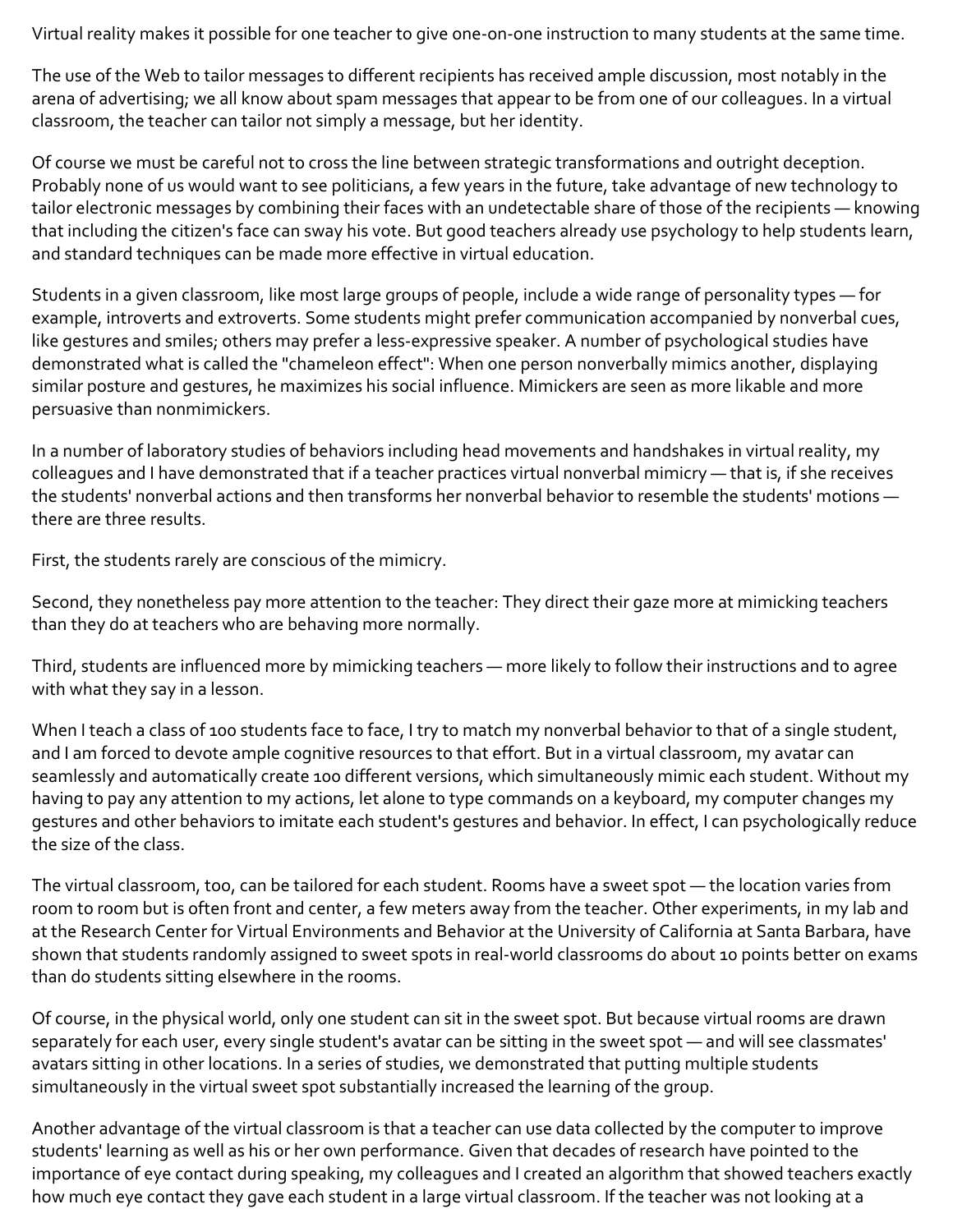Virtual reality makes it possible for one teacher to give one-on-one instruction to many students at the same time.

The use of the Web to tailor messages to different recipients has received ample discussion, most notably in the arena of advertising; we all know about spam messages that appear to be from one of our colleagues. In a virtual classroom, the teacher can tailor not simply a message, but her identity.

Of course we must be careful not to cross the line between strategic transformations and outright deception. Probably none of us would want to see politicians, a few years in the future, take advantage of new technology to tailor electronic messages by combining their faces with an undetectable share of those of the recipients — knowing that including the citizen's face can sway his vote. But good teachers already use psychology to help students learn, and standard techniques can be made more effective in virtual education.

Students in a given classroom, like most large groups of people, include a wide range of personality types — for example, introverts and extroverts. Some students might prefer communication accompanied by nonverbal cues, like gestures and smiles; others may prefer a less-expressive speaker. A number of psychological studies have demonstrated what is called the "chameleon effect": When one person nonverbally mimics another, displaying similar posture and gestures, he maximizes his social influence. Mimickers are seen as more likable and more persuasive than nonmimickers.

In a number of laboratory studies of behaviors including head movements and handshakes in virtual reality, my colleagues and I have demonstrated that if a teacher practices virtual nonverbal mimicry — that is, if she receives the students' nonverbal actions and then transforms her nonverbal behavior to resemble the students' motions — there are three results.

First, the students rarely are conscious of the mimicry.

Second, they nonetheless pay more attention to the teacher: They direct their gaze more at mimicking teachers than they do at teachers who are behaving more normally.

Third, students are influenced more by mimicking teachers — more likely to follow their instructions and to agree with what they say in a lesson.

When I teach a class of 100 students face to face, I try to match my nonverbal behavior to that of a single student, and I am forced to devote ample cognitive resources to that effort. But in a virtual classroom, my avatar can seamlessly and automatically create 100 different versions, which simultaneously mimic each student. Without my having to pay any attention to my actions, let alone to type commands on a keyboard, my computer changes my gestures and other behaviors to imitate each student's gestures and behavior. In effect, I can psychologically reduce the size of the class.

The virtual classroom, too, can be tailored for each student. Rooms have a sweet spot — the location varies from room to room but is often front and center, a few meters away from the teacher. Other experiments, in my lab and at the Research Center for Virtual Environments and Behavior at the University of California at Santa Barbara, have shown that students randomly assigned to sweet spots in real-world classrooms do about 10 points better on exams than do students sitting elsewhere in the rooms.

Of course, in the physical world, only one student can sit in the sweet spot. But because virtual rooms are drawn separately for each user, every single student's avatar can be sitting in the sweet spot — and will see classmates' avatars sitting in other locations. In a series of studies, we demonstrated that putting multiple students simultaneously in the virtual sweet spot substantially increased the learning of the group.

Another advantage of the virtual classroom is that a teacher can use data collected by the computer to improve students' learning as well as his or her own performance. Given that decades of research have pointed to the importance of eye contact during speaking, my colleagues and I created an algorithm that showed teachers exactly how much eye contact they gave each student in a large virtual classroom. If the teacher was not looking at a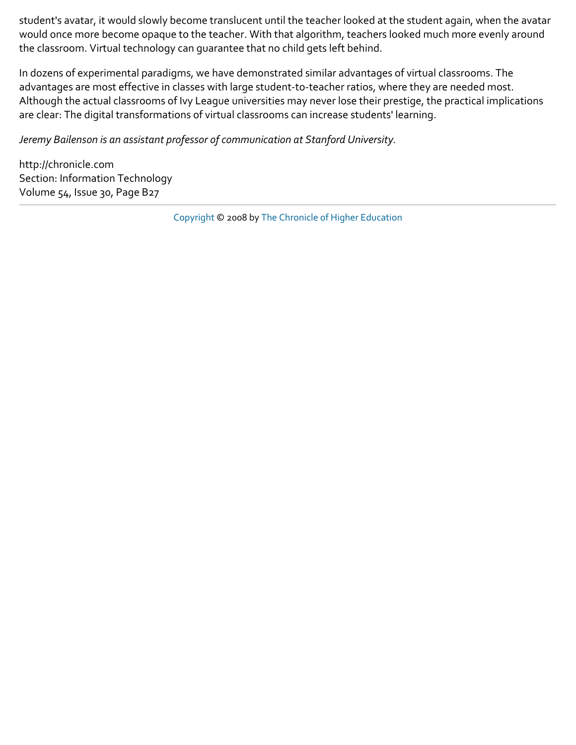student's avatar, it would slowly become translucent until the teacher looked at the student again, when the avatar would once more become opaque to the teacher. With that algorithm, teachers looked much more evenly around the classroom. Virtual technology can guarantee that no child gets left behind.

In dozens of experimental paradigms, we have demonstrated similar advantages of virtual classrooms. The advantages are most effective in classes with large student-to-teacher ratios, where they are needed most. Although the actual classrooms of Ivy League universities may never lose their prestige, the practical implications are clear: The digital transformations of virtual classrooms can increase students' learning.

*Jeremy Bailenson is an assistant professor of communication at Stanford University.*

http://chronicle.com
Section: Information Technology
Volume 54, Issue 30, Page B27

---

Copyright © 2008 by The Chronicle of Higher Education